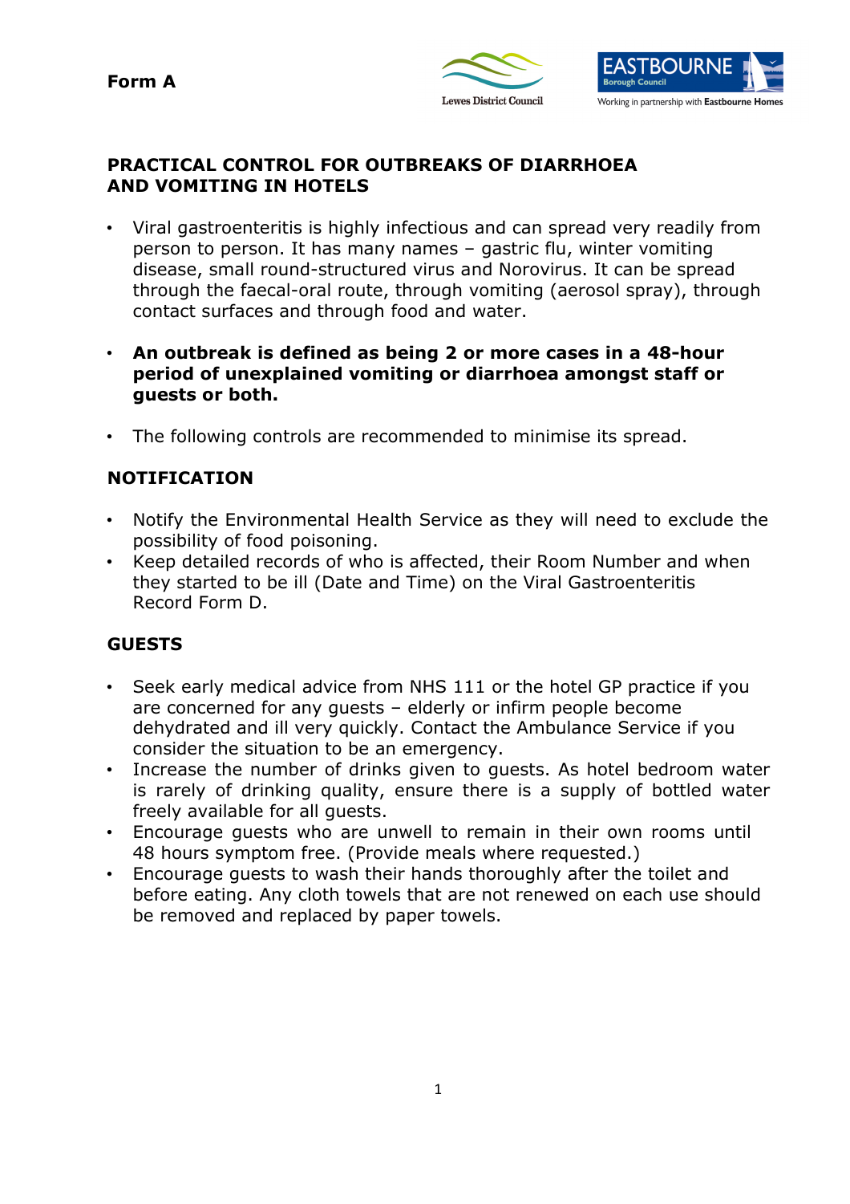**Form A**

Lewes District Council

EASTBOURNE Borough Council

Working in partnership with Eastbourne Homes

# PRACTICAL CONTROL FOR OUTBREAKS OF DIARRHOEA AND VOMITING IN HOTELS

- Viral gastroenteritis is highly infectious and can spread very readily from person to person. It has many names – gastric flu, winter vomiting disease, small round-structured virus and Norovirus. It can be spread through the faecal-oral route, through vomiting (aerosol spray), through contact surfaces and through food and water.
- **An outbreak is defined as being 2 or more cases in a 48-hour period of unexplained vomiting or diarrhoea amongst staff or guests or both.**
- The following controls are recommended to minimise its spread.

## NOTIFICATION

- Notify the Environmental Health Service as they will need to exclude the possibility of food poisoning.
- Keep detailed records of who is affected, their Room Number and when they started to be ill (Date and Time) on the Viral Gastroenteritis Record Form D.

## GUESTS

- Seek early medical advice from NHS 111 or the hotel GP practice if you are concerned for any guests – elderly or infirm people become dehydrated and ill very quickly. Contact the Ambulance Service if you consider the situation to be an emergency.
- Increase the number of drinks given to guests. As hotel bedroom water is rarely of drinking quality, ensure there is a supply of bottled water freely available for all guests.
- Encourage guests who are unwell to remain in their own rooms until 48 hours symptom free. (Provide meals where requested.)
- Encourage guests to wash their hands thoroughly after the toilet and before eating. Any cloth towels that are not renewed on each use should be removed and replaced by paper towels.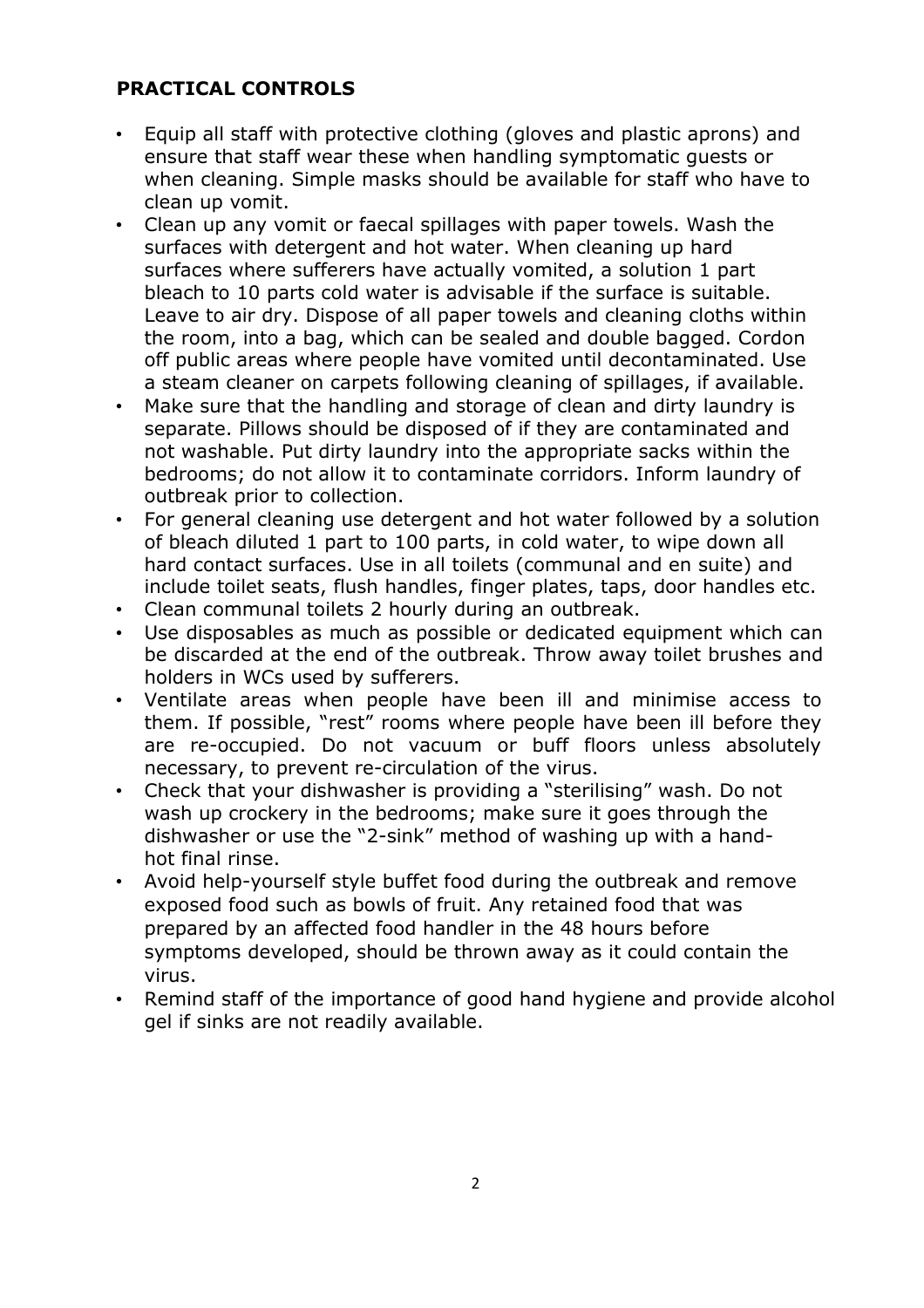## PRACTICAL CONTROLS

- Equip all staff with protective clothing (gloves and plastic aprons) and ensure that staff wear these when handling symptomatic guests or when cleaning. Simple masks should be available for staff who have to clean up vomit.
- Clean up any vomit or faecal spillages with paper towels. Wash the surfaces with detergent and hot water. When cleaning up hard surfaces where sufferers have actually vomited, a solution 1 part bleach to 10 parts cold water is advisable if the surface is suitable. Leave to air dry. Dispose of all paper towels and cleaning cloths within the room, into a bag, which can be sealed and double bagged. Cordon off public areas where people have vomited until decontaminated. Use a steam cleaner on carpets following cleaning of spillages, if available.
- Make sure that the handling and storage of clean and dirty laundry is separate. Pillows should be disposed of if they are contaminated and not washable. Put dirty laundry into the appropriate sacks within the bedrooms; do not allow it to contaminate corridors. Inform laundry of outbreak prior to collection.
- For general cleaning use detergent and hot water followed by a solution of bleach diluted 1 part to 100 parts, in cold water, to wipe down all hard contact surfaces. Use in all toilets (communal and en suite) and include toilet seats, flush handles, finger plates, taps, door handles etc.
- Clean communal toilets 2 hourly during an outbreak.
- Use disposables as much as possible or dedicated equipment which can be discarded at the end of the outbreak. Throw away toilet brushes and holders in WCs used by sufferers.
- Ventilate areas when people have been ill and minimise access to them. If possible, "rest" rooms where people have been ill before they are re-occupied. Do not vacuum or buff floors unless absolutely necessary, to prevent re-circulation of the virus.
- Check that your dishwasher is providing a "sterilising" wash. Do not wash up crockery in the bedrooms; make sure it goes through the dishwasher or use the "2-sink" method of washing up with a hand-hot final rinse.
- Avoid help-yourself style buffet food during the outbreak and remove exposed food such as bowls of fruit. Any retained food that was prepared by an affected food handler in the 48 hours before symptoms developed, should be thrown away as it could contain the virus.
- Remind staff of the importance of good hand hygiene and provide alcohol gel if sinks are not readily available.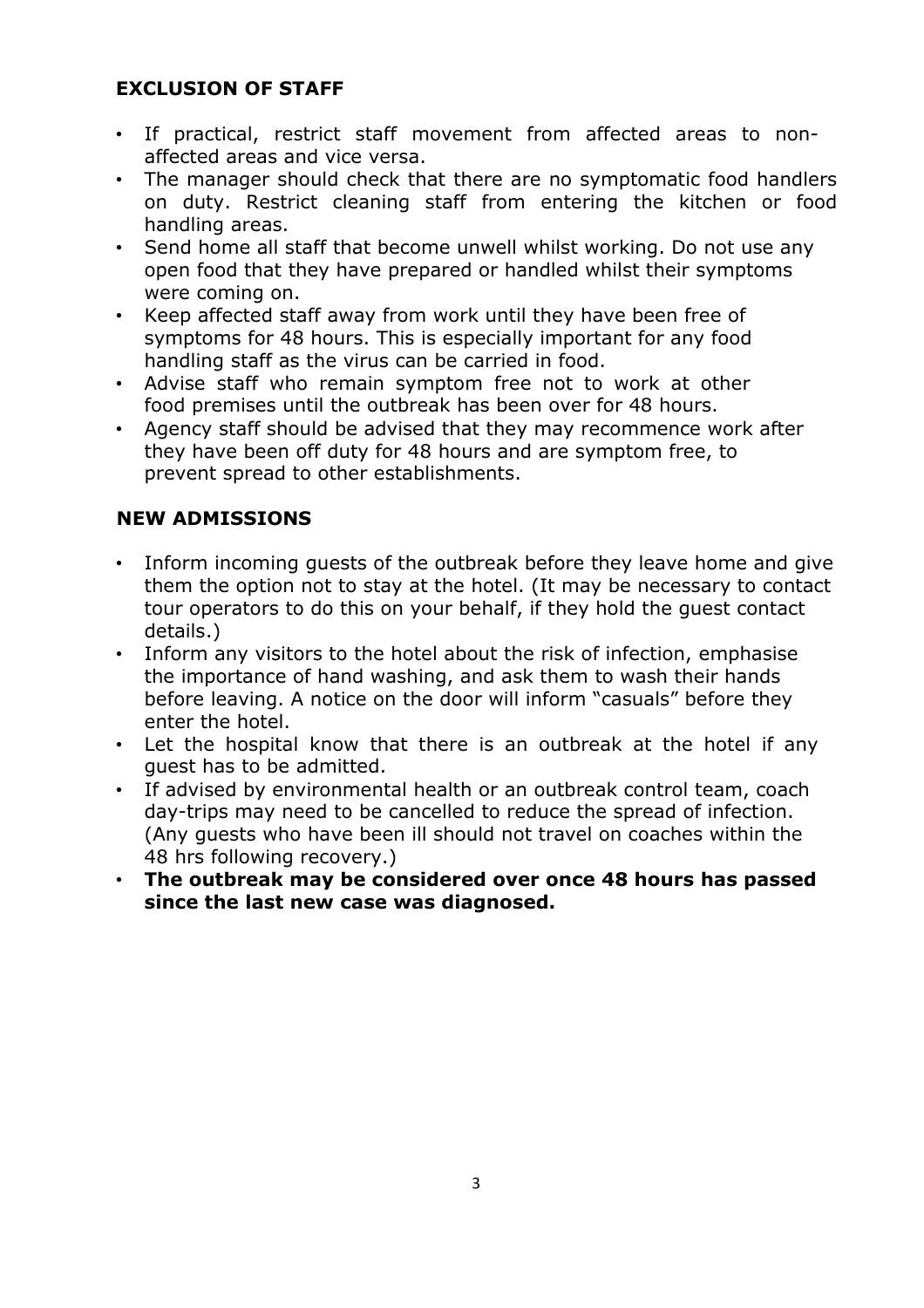## EXCLUSION OF STAFF

- If practical, restrict staff movement from affected areas to non-affected areas and vice versa.
- The manager should check that there are no symptomatic food handlers on duty. Restrict cleaning staff from entering the kitchen or food handling areas.
- Send home all staff that become unwell whilst working. Do not use any open food that they have prepared or handled whilst their symptoms were coming on.
- Keep affected staff away from work until they have been free of symptoms for 48 hours. This is especially important for any food handling staff as the virus can be carried in food.
- Advise staff who remain symptom free not to work at other food premises until the outbreak has been over for 48 hours.
- Agency staff should be advised that they may recommence work after they have been off duty for 48 hours and are symptom free, to prevent spread to other establishments.

## NEW ADMISSIONS

- Inform incoming guests of the outbreak before they leave home and give them the option not to stay at the hotel. (It may be necessary to contact tour operators to do this on your behalf, if they hold the guest contact details.)
- Inform any visitors to the hotel about the risk of infection, emphasise the importance of hand washing, and ask them to wash their hands before leaving. A notice on the door will inform "casuals" before they enter the hotel.
- Let the hospital know that there is an outbreak at the hotel if any guest has to be admitted.
- If advised by environmental health or an outbreak control team, coach day-trips may need to be cancelled to reduce the spread of infection. (Any guests who have been ill should not travel on coaches within the 48 hrs following recovery.)
- **The outbreak may be considered over once 48 hours has passed since the last new case was diagnosed.**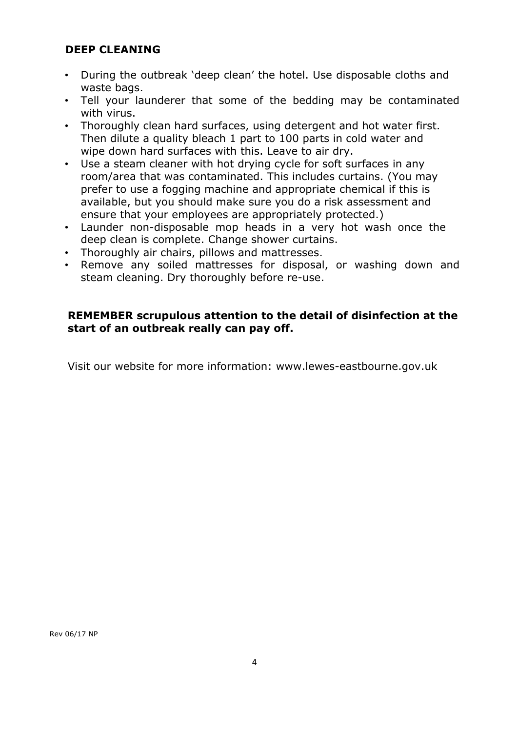## DEEP CLEANING

- During the outbreak 'deep clean' the hotel. Use disposable cloths and waste bags.
- Tell your launderer that some of the bedding may be contaminated with virus.
- Thoroughly clean hard surfaces, using detergent and hot water first. Then dilute a quality bleach 1 part to 100 parts in cold water and wipe down hard surfaces with this. Leave to air dry.
- Use a steam cleaner with hot drying cycle for soft surfaces in any room/area that was contaminated. This includes curtains. (You may prefer to use a fogging machine and appropriate chemical if this is available, but you should make sure you do a risk assessment and ensure that your employees are appropriately protected.)
- Launder non-disposable mop heads in a very hot wash once the deep clean is complete. Change shower curtains.
- Thoroughly air chairs, pillows and mattresses.
- Remove any soiled mattresses for disposal, or washing down and steam cleaning. Dry thoroughly before re-use.

**REMEMBER scrupulous attention to the detail of disinfection at the start of an outbreak really can pay off.**

Visit our website for more information: www.lewes-eastbourne.gov.uk

Rev 06/17 NP